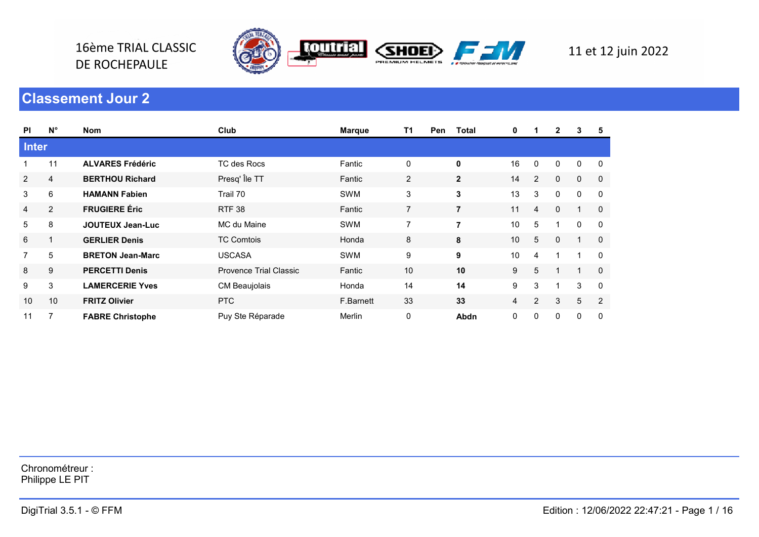16ème TRIAL CLASSIC
DE ROCHEPAULE

11 et 12 juin 2022

## Classement Jour 2

| Pl | N° | Nom | Club | Marque | T1 | Pen | Total | 0 | 1 | 2 | 3 | 5 |
|---|---|---|---|---|---|---|---|---|---|---|---|---|
| **Inter** | | | | | | | | | | | | |
| 1 | 11 | **ALVARES Frédéric** | TC des Rocs | Fantic | 0 | | **0** | 16 | 0 | 0 | 0 | 0 |
| 2 | 4 | **BERTHOU Richard** | Presq' Île TT | Fantic | 2 | | **2** | 14 | 2 | 0 | 0 | 0 |
| 3 | 6 | **HAMANN Fabien** | Trail 70 | SWM | 3 | | **3** | 13 | 3 | 0 | 0 | 0 |
| 4 | 2 | **FRUGIERE Éric** | RTF 38 | Fantic | 7 | | **7** | 11 | 4 | 0 | 1 | 0 |
| 5 | 8 | **JOUTEUX Jean-Luc** | MC du Maine | SWM | 7 | | **7** | 10 | 5 | 1 | 0 | 0 |
| 6 | 1 | **GERLIER Denis** | TC Comtois | Honda | 8 | | **8** | 10 | 5 | 0 | 1 | 0 |
| 7 | 5 | **BRETON Jean-Marc** | USCASA | SWM | 9 | | **9** | 10 | 4 | 1 | 1 | 0 |
| 8 | 9 | **PERCETTI Denis** | Provence Trial Classic | Fantic | 10 | | **10** | 9 | 5 | 1 | 1 | 0 |
| 9 | 3 | **LAMERCERIE Yves** | CM Beaujolais | Honda | 14 | | **14** | 9 | 3 | 1 | 3 | 0 |
| 10 | 10 | **FRITZ Olivier** | PTC | F.Barnett | 33 | | **33** | 4 | 2 | 3 | 5 | 2 |
| 11 | 7 | **FABRE Christophe** | Puy Ste Réparade | Merlin | 0 | | **Abdn** | 0 | 0 | 0 | 0 | 0 |

Chronométreur :
Philippe LE PIT

DigiTrial 3.5.1 - © FFM

Edition : 12/06/2022 22:47:21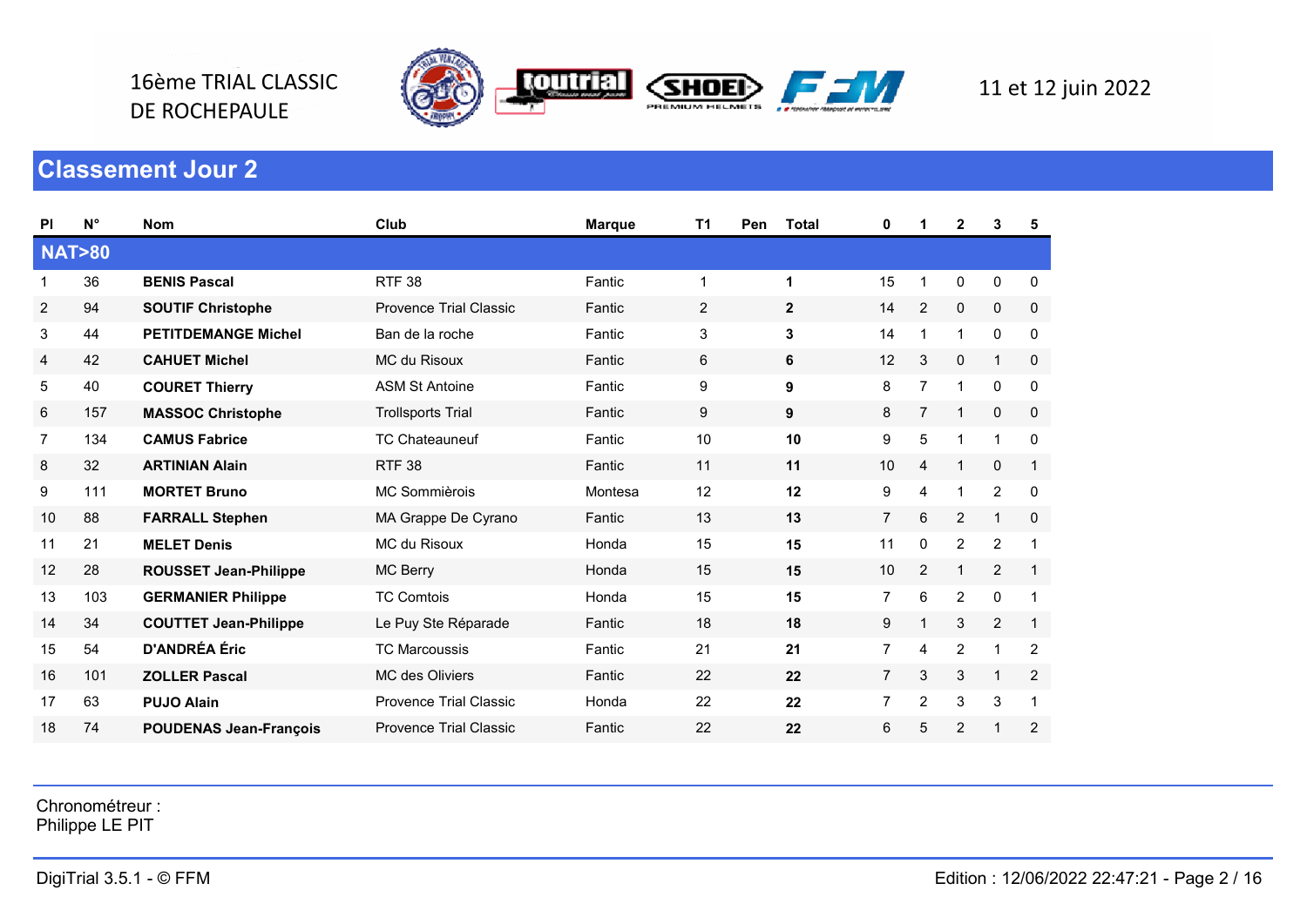16ème TRIAL CLASSIC
DE ROCHEPAULE

11 et 12 juin 2022

## Classement Jour 2

| Pl | N° | Nom | Club | Marque | T1 | Pen | Total | 0 | 1 | 2 | 3 | 5 |
|---|---|---|---|---|---|---|---|---|---|---|---|---|
| **NAT>80** | | | | | | | | | | | | |
| 1 | 36 | **BENIS Pascal** | RTF 38 | Fantic | 1 | | **1** | 15 | 1 | 0 | 0 | 0 |
| 2 | 94 | **SOUTIF Christophe** | Provence Trial Classic | Fantic | 2 | | **2** | 14 | 2 | 0 | 0 | 0 |
| 3 | 44 | **PETITDEMANGE Michel** | Ban de la roche | Fantic | 3 | | **3** | 14 | 1 | 1 | 0 | 0 |
| 4 | 42 | **CAHUET Michel** | MC du Risoux | Fantic | 6 | | **6** | 12 | 3 | 0 | 1 | 0 |
| 5 | 40 | **COURET Thierry** | ASM St Antoine | Fantic | 9 | | **9** | 8 | 7 | 1 | 0 | 0 |
| 6 | 157 | **MASSOC Christophe** | Trollsports Trial | Fantic | 9 | | **9** | 8 | 7 | 1 | 0 | 0 |
| 7 | 134 | **CAMUS Fabrice** | TC Chateauneuf | Fantic | 10 | | **10** | 9 | 5 | 1 | 1 | 0 |
| 8 | 32 | **ARTINIAN Alain** | RTF 38 | Fantic | 11 | | **11** | 10 | 4 | 1 | 0 | 1 |
| 9 | 111 | **MORTET Bruno** | MC Sommièrois | Montesa | 12 | | **12** | 9 | 4 | 1 | 2 | 0 |
| 10 | 88 | **FARRALL Stephen** | MA Grappe De Cyrano | Fantic | 13 | | **13** | 7 | 6 | 2 | 1 | 0 |
| 11 | 21 | **MELET Denis** | MC du Risoux | Honda | 15 | | **15** | 11 | 0 | 2 | 2 | 1 |
| 12 | 28 | **ROUSSET Jean-Philippe** | MC Berry | Honda | 15 | | **15** | 10 | 2 | 1 | 2 | 1 |
| 13 | 103 | **GERMANIER Philippe** | TC Comtois | Honda | 15 | | **15** | 7 | 6 | 2 | 0 | 1 |
| 14 | 34 | **COUTTET Jean-Philippe** | Le Puy Ste Réparade | Fantic | 18 | | **18** | 9 | 1 | 3 | 2 | 1 |
| 15 | 54 | **D'ANDRÉA Éric** | TC Marcoussis | Fantic | 21 | | **21** | 7 | 4 | 2 | 1 | 2 |
| 16 | 101 | **ZOLLER Pascal** | MC des Oliviers | Fantic | 22 | | **22** | 7 | 3 | 3 | 1 | 2 |
| 17 | 63 | **PUJO Alain** | Provence Trial Classic | Honda | 22 | | **22** | 7 | 2 | 3 | 3 | 1 |
| 18 | 74 | **POUDENAS Jean-François** | Provence Trial Classic | Fantic | 22 | | **22** | 6 | 5 | 2 | 1 | 2 |

Chronométreur :
Philippe LE PIT

DigiTrial 3.5.1 - © FFM

Edition : 12/06/2022 22:47:21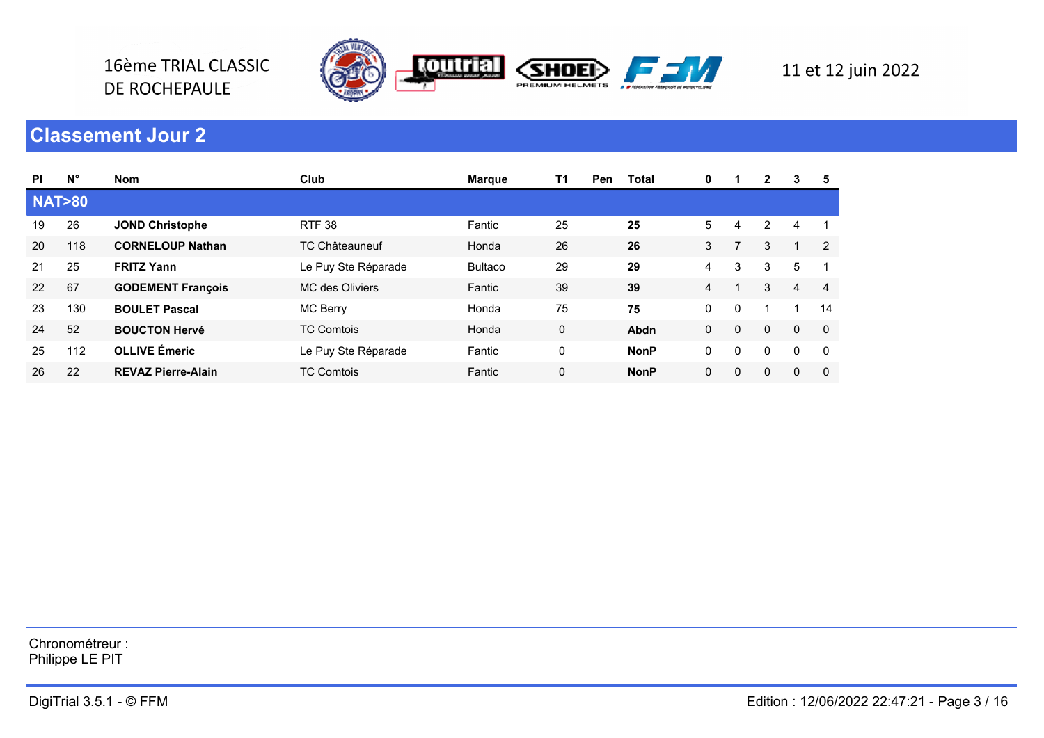16ème TRIAL CLASSIC
DE ROCHEPAULE

11 et 12 juin 2022

## Classement Jour 2

| Pl | N° | Nom | Club | Marque | T1 | Pen | Total | 0 | 1 | 2 | 3 | 5 |
|---|---|---|---|---|---|---|---|---|---|---|---|---|
| **NAT>80** | | | | | | | | | | | | |
| 19 | 26 | **JOND Christophe** | RTF 38 | Fantic | 25 | | **25** | 5 | 4 | 2 | 4 | 1 |
| 20 | 118 | **CORNELOUP Nathan** | TC Châteauneuf | Honda | 26 | | **26** | 3 | 7 | 3 | 1 | 2 |
| 21 | 25 | **FRITZ Yann** | Le Puy Ste Réparade | Bultaco | 29 | | **29** | 4 | 3 | 3 | 5 | 1 |
| 22 | 67 | **GODEMENT François** | MC des Oliviers | Fantic | 39 | | **39** | 4 | 1 | 3 | 4 | 4 |
| 23 | 130 | **BOULET Pascal** | MC Berry | Honda | 75 | | **75** | 0 | 0 | 1 | 1 | 14 |
| 24 | 52 | **BOUCTON Hervé** | TC Comtois | Honda | 0 | | **Abdn** | 0 | 0 | 0 | 0 | 0 |
| 25 | 112 | **OLLIVE Émeric** | Le Puy Ste Réparade | Fantic | 0 | | **NonP** | 0 | 0 | 0 | 0 | 0 |
| 26 | 22 | **REVAZ Pierre-Alain** | TC Comtois | Fantic | 0 | | **NonP** | 0 | 0 | 0 | 0 | 0 |

Chronométreur :
Philippe LE PIT

DigiTrial 3.5.1 - © FFM

Edition : 12/06/2022 22:47:21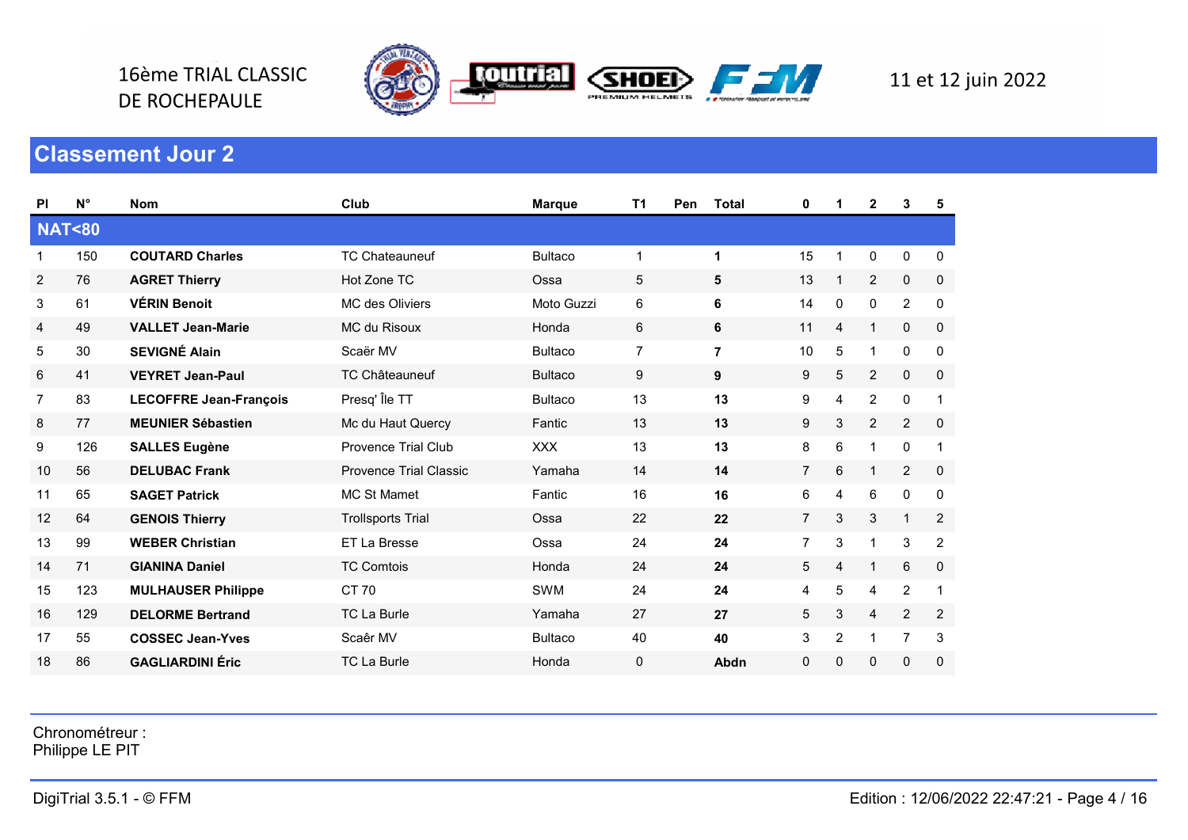16ème TRIAL CLASSIC
DE ROCHEPAULE

11 et 12 juin 2022

## Classement Jour 2

| Pl | N° | Nom | Club | Marque | T1 | Pen | Total | 0 | 1 | 2 | 3 | 5 |
|---|---|---|---|---|---|---|---|---|---|---|---|---|
| **NAT<80** | | | | | | | | | | | | |
| 1 | 150 | **COUTARD Charles** | TC Chateauneuf | Bultaco | 1 | | **1** | 15 | 1 | 0 | 0 | 0 |
| 2 | 76 | **AGRET Thierry** | Hot Zone TC | Ossa | 5 | | **5** | 13 | 1 | 2 | 0 | 0 |
| 3 | 61 | **VÉRIN Benoit** | MC des Oliviers | Moto Guzzi | 6 | | **6** | 14 | 0 | 0 | 2 | 0 |
| 4 | 49 | **VALLET Jean-Marie** | MC du Risoux | Honda | 6 | | **6** | 11 | 4 | 1 | 0 | 0 |
| 5 | 30 | **SEVIGNÉ Alain** | Scaër MV | Bultaco | 7 | | **7** | 10 | 5 | 1 | 0 | 0 |
| 6 | 41 | **VEYRET Jean-Paul** | TC Châteauneuf | Bultaco | 9 | | **9** | 9 | 5 | 2 | 0 | 0 |
| 7 | 83 | **LECOFFRE Jean-François** | Presq' Île TT | Bultaco | 13 | | **13** | 9 | 4 | 2 | 0 | 1 |
| 8 | 77 | **MEUNIER Sébastien** | Mc du Haut Quercy | Fantic | 13 | | **13** | 9 | 3 | 2 | 2 | 0 |
| 9 | 126 | **SALLES Eugène** | Provence Trial Club | XXX | 13 | | **13** | 8 | 6 | 1 | 0 | 1 |
| 10 | 56 | **DELUBAC Frank** | Provence Trial Classic | Yamaha | 14 | | **14** | 7 | 6 | 1 | 2 | 0 |
| 11 | 65 | **SAGET Patrick** | MC St Mamet | Fantic | 16 | | **16** | 6 | 4 | 6 | 0 | 0 |
| 12 | 64 | **GENOIS Thierry** | Trollsports Trial | Ossa | 22 | | **22** | 7 | 3 | 3 | 1 | 2 |
| 13 | 99 | **WEBER Christian** | ET La Bresse | Ossa | 24 | | **24** | 7 | 3 | 1 | 3 | 2 |
| 14 | 71 | **GIANINA Daniel** | TC Comtois | Honda | 24 | | **24** | 5 | 4 | 1 | 6 | 0 |
| 15 | 123 | **MULHAUSER Philippe** | CT 70 | SWM | 24 | | **24** | 4 | 5 | 4 | 2 | 1 |
| 16 | 129 | **DELORME Bertrand** | TC La Burle | Yamaha | 27 | | **27** | 5 | 3 | 4 | 2 | 2 |
| 17 | 55 | **COSSEC Jean-Yves** | Scaêr MV | Bultaco | 40 | | **40** | 3 | 2 | 1 | 7 | 3 |
| 18 | 86 | **GAGLIARDINI Éric** | TC La Burle | Honda | 0 | | **Abdn** | 0 | 0 | 0 | 0 | 0 |

Chronométreur :
Philippe LE PIT

DigiTrial 3.5.1 - © FFM

Edition : 12/06/2022 22:47:21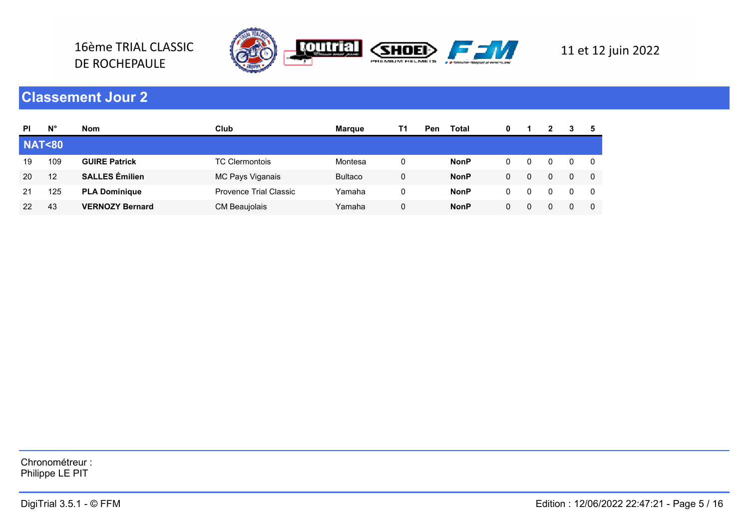16ème TRIAL CLASSIC
DE ROCHEPAULE

11 et 12 juin 2022

## Classement Jour 2

| Pl | N° | Nom | Club | Marque | T1 | Pen | Total | 0 | 1 | 2 | 3 | 5 |
|---|---|---|---|---|---|---|---|---|---|---|---|---|
| **NAT<80** | | | | | | | | | | | | |
| 19 | 109 | **GUIRE Patrick** | TC Clermontois | Montesa | 0 | | **NonP** | 0 | 0 | 0 | 0 | 0 |
| 20 | 12 | **SALLES Émilien** | MC Pays Viganais | Bultaco | 0 | | **NonP** | 0 | 0 | 0 | 0 | 0 |
| 21 | 125 | **PLA Dominique** | Provence Trial Classic | Yamaha | 0 | | **NonP** | 0 | 0 | 0 | 0 | 0 |
| 22 | 43 | **VERNOZY Bernard** | CM Beaujolais | Yamaha | 0 | | **NonP** | 0 | 0 | 0 | 0 | 0 |

Chronométreur :
Philippe LE PIT

DigiTrial 3.5.1 - © FFM

Edition : 12/06/2022 22:47:21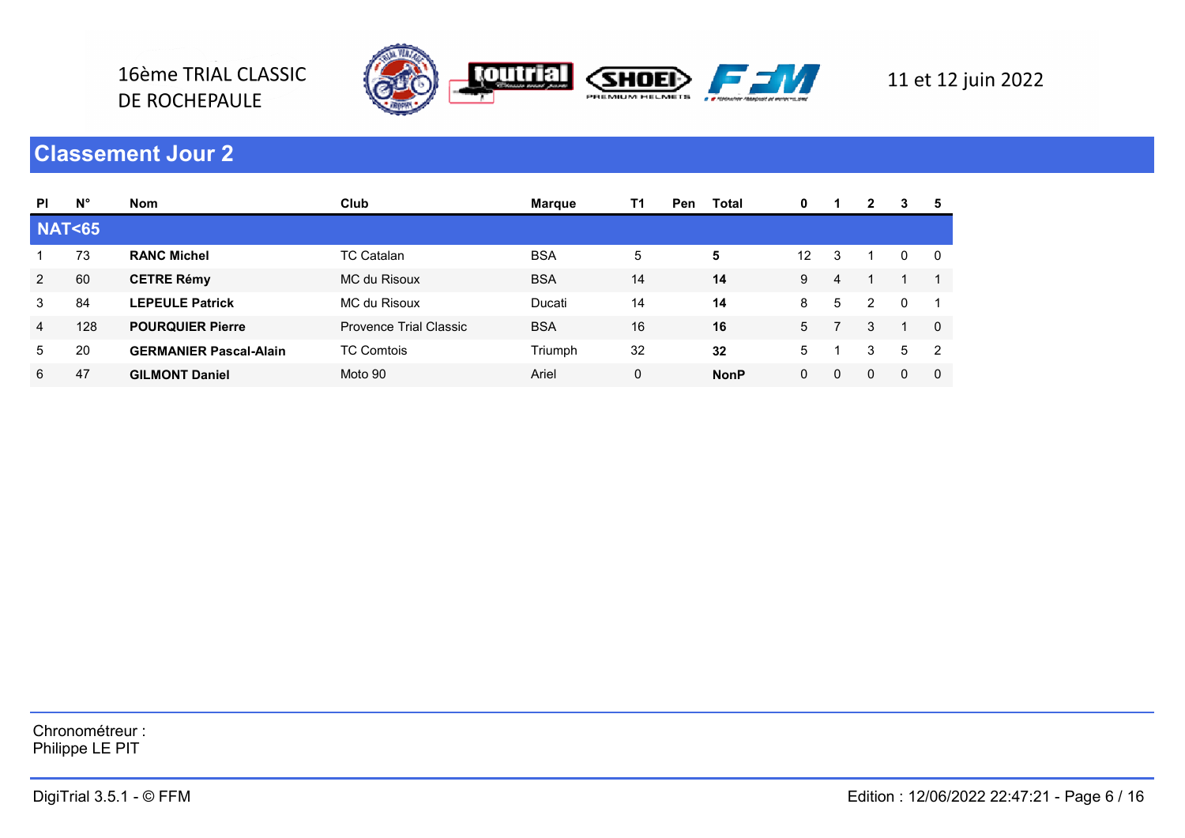16ème TRIAL CLASSIC
DE ROCHEPAULE

11 et 12 juin 2022

## Classement Jour 2

| Pl | N° | Nom | Club | Marque | T1 | Pen | Total | 0 | 1 | 2 | 3 | 5 |
|---|---|---|---|---|---|---|---|---|---|---|---|---|
| **NAT<65** | | | | | | | | | | | | |
| 1 | 73 | **RANC Michel** | TC Catalan | BSA | 5 | | **5** | 12 | 3 | 1 | 0 | 0 |
| 2 | 60 | **CETRE Rémy** | MC du Risoux | BSA | 14 | | **14** | 9 | 4 | 1 | 1 | 1 |
| 3 | 84 | **LEPEULE Patrick** | MC du Risoux | Ducati | 14 | | **14** | 8 | 5 | 2 | 0 | 1 |
| 4 | 128 | **POURQUIER Pierre** | Provence Trial Classic | BSA | 16 | | **16** | 5 | 7 | 3 | 1 | 0 |
| 5 | 20 | **GERMANIER Pascal-Alain** | TC Comtois | Triumph | 32 | | **32** | 5 | 1 | 3 | 5 | 2 |
| 6 | 47 | **GILMONT Daniel** | Moto 90 | Ariel | 0 | | **NonP** | 0 | 0 | 0 | 0 | 0 |

Chronométreur :
Philippe LE PIT

DigiTrial 3.5.1 - © FFM

Edition : 12/06/2022 22:47:21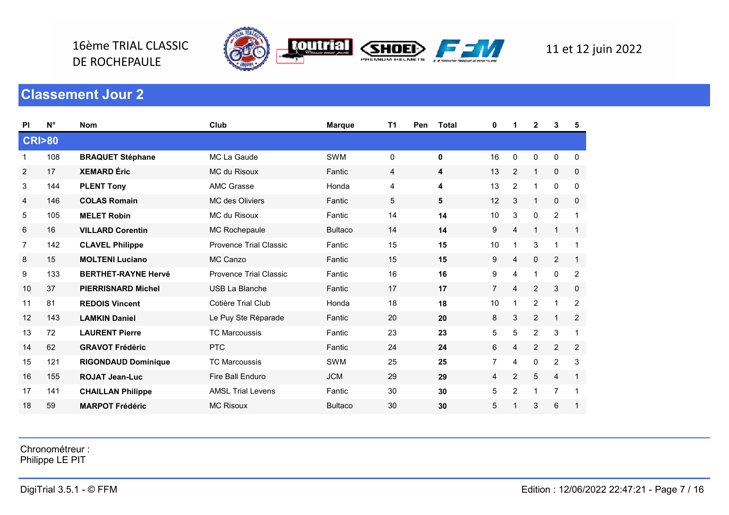16ème TRIAL CLASSIC
DE ROCHEPAULE

11 et 12 juin 2022

## Classement Jour 2

| Pl | N° | Nom | Club | Marque | T1 | Pen | Total | 0 | 1 | 2 | 3 | 5 |
|---|---|---|---|---|---|---|---|---|---|---|---|---|
| **CRI>80** | | | | | | | | | | | | |
| 1 | 108 | **BRAQUET Stéphane** | MC La Gaude | SWM | 0 | | **0** | 16 | 0 | 0 | 0 | 0 |
| 2 | 17 | **XEMARD Éric** | MC du Risoux | Fantic | 4 | | **4** | 13 | 2 | 1 | 0 | 0 |
| 3 | 144 | **PLENT Tony** | AMC Grasse | Honda | 4 | | **4** | 13 | 2 | 1 | 0 | 0 |
| 4 | 146 | **COLAS Romain** | MC des Oliviers | Fantic | 5 | | **5** | 12 | 3 | 1 | 0 | 0 |
| 5 | 105 | **MELET Robin** | MC du Risoux | Fantic | 14 | | **14** | 10 | 3 | 0 | 2 | 1 |
| 6 | 16 | **VILLARD Corentin** | MC Rochepaule | Bultaco | 14 | | **14** | 9 | 4 | 1 | 1 | 1 |
| 7 | 142 | **CLAVEL Philippe** | Provence Trial Classic | Fantic | 15 | | **15** | 10 | 1 | 3 | 1 | 1 |
| 8 | 15 | **MOLTENI Luciano** | MC Canzo | Fantic | 15 | | **15** | 9 | 4 | 0 | 2 | 1 |
| 9 | 133 | **BERTHET-RAYNE Hervé** | Provence Trial Classic | Fantic | 16 | | **16** | 9 | 4 | 1 | 0 | 2 |
| 10 | 37 | **PIERRISNARD Michel** | USB La Blanche | Fantic | 17 | | **17** | 7 | 4 | 2 | 3 | 0 |
| 11 | 81 | **REDOIS Vincent** | Cotière Trial Club | Honda | 18 | | **18** | 10 | 1 | 2 | 1 | 2 |
| 12 | 143 | **LAMKIN Daniel** | Le Puy Ste Réparade | Fantic | 20 | | **20** | 8 | 3 | 2 | 1 | 2 |
| 13 | 72 | **LAURENT Pierre** | TC Marcoussis | Fantic | 23 | | **23** | 5 | 5 | 2 | 3 | 1 |
| 14 | 62 | **GRAVOT Frédéric** | PTC | Fantic | 24 | | **24** | 6 | 4 | 2 | 2 | 2 |
| 15 | 121 | **RIGONDAUD Dominique** | TC Marcoussis | SWM | 25 | | **25** | 7 | 4 | 0 | 2 | 3 |
| 16 | 155 | **ROJAT Jean-Luc** | Fire Ball Enduro | JCM | 29 | | **29** | 4 | 2 | 5 | 4 | 1 |
| 17 | 141 | **CHAILLAN Philippe** | AMSL Trial Levens | Fantic | 30 | | **30** | 5 | 2 | 1 | 7 | 1 |
| 18 | 59 | **MARPOT Frédéric** | MC Risoux | Bultaco | 30 | | **30** | 5 | 1 | 3 | 6 | 1 |

Chronométreur :
Philippe LE PIT

DigiTrial 3.5.1 - © FFM

Edition : 12/06/2022 22:47:21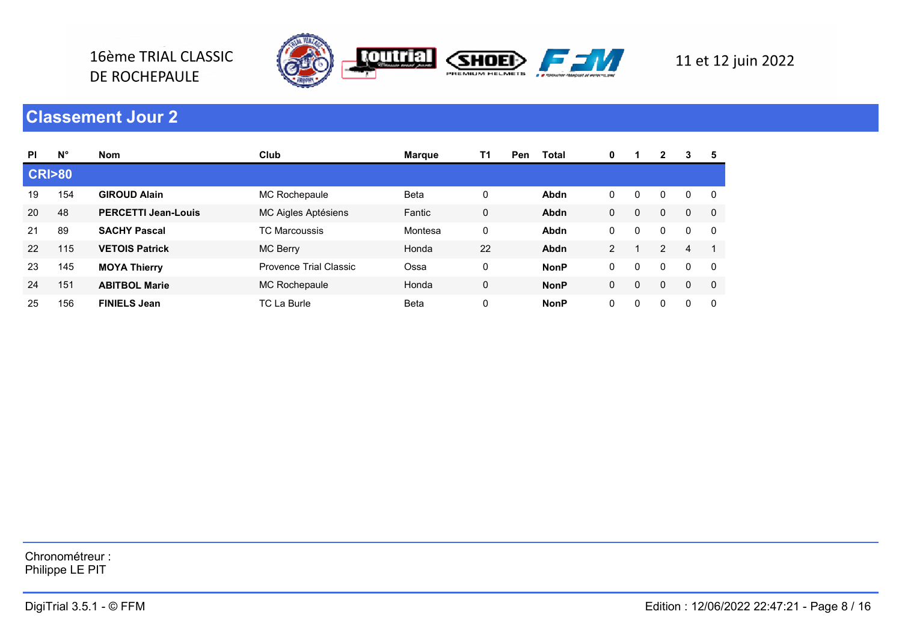16ème TRIAL CLASSIC
DE ROCHEPAULE

11 et 12 juin 2022

## Classement Jour 2

| Pl | N° | Nom | Club | Marque | T1 | Pen | Total | 0 | 1 | 2 | 3 | 5 |
|---|---|---|---|---|---|---|---|---|---|---|---|---|
| **CRI>80** | | | | | | | | | | | | |
| 19 | 154 | **GIROUD Alain** | MC Rochepaule | Beta | 0 | | **Abdn** | 0 | 0 | 0 | 0 | 0 |
| 20 | 48 | **PERCETTI Jean-Louis** | MC Aigles Aptésiens | Fantic | 0 | | **Abdn** | 0 | 0 | 0 | 0 | 0 |
| 21 | 89 | **SACHY Pascal** | TC Marcoussis | Montesa | 0 | | **Abdn** | 0 | 0 | 0 | 0 | 0 |
| 22 | 115 | **VETOIS Patrick** | MC Berry | Honda | 22 | | **Abdn** | 2 | 1 | 2 | 4 | 1 |
| 23 | 145 | **MOYA Thierry** | Provence Trial Classic | Ossa | 0 | | **NonP** | 0 | 0 | 0 | 0 | 0 |
| 24 | 151 | **ABITBOL Marie** | MC Rochepaule | Honda | 0 | | **NonP** | 0 | 0 | 0 | 0 | 0 |
| 25 | 156 | **FINIELS Jean** | TC La Burle | Beta | 0 | | **NonP** | 0 | 0 | 0 | 0 | 0 |

Chronométreur :
Philippe LE PIT

DigiTrial 3.5.1 - © FFM

Edition : 12/06/2022 22:47:21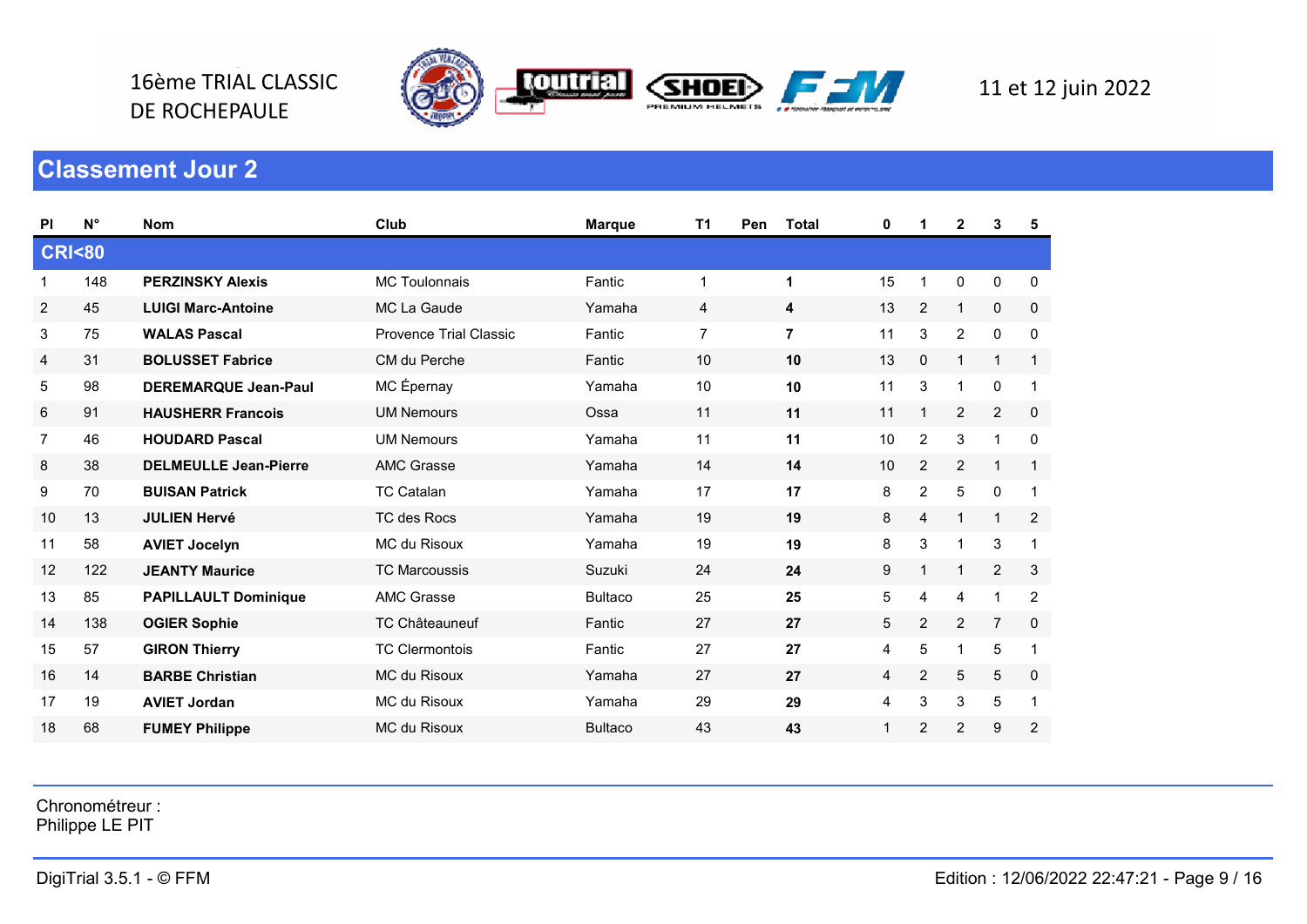16ème TRIAL CLASSIC DE ROCHEPAULE

11 et 12 juin 2022

## Classement Jour 2

| Pl | N° | Nom | Club | Marque | T1 | Pen | Total | 0 | 1 | 2 | 3 | 5 |
|---|---|---|---|---|---|---|---|---|---|---|---|---|
| **CRI<80** | | | | | | | | | | | | |
| 1 | 148 | **PERZINSKY Alexis** | MC Toulonnais | Fantic | 1 | | **1** | 15 | 1 | 0 | 0 | 0 |
| 2 | 45 | **LUIGI Marc-Antoine** | MC La Gaude | Yamaha | 4 | | **4** | 13 | 2 | 1 | 0 | 0 |
| 3 | 75 | **WALAS Pascal** | Provence Trial Classic | Fantic | 7 | | **7** | 11 | 3 | 2 | 0 | 0 |
| 4 | 31 | **BOLUSSET Fabrice** | CM du Perche | Fantic | 10 | | **10** | 13 | 0 | 1 | 1 | 1 |
| 5 | 98 | **DEREMARQUE Jean-Paul** | MC Épernay | Yamaha | 10 | | **10** | 11 | 3 | 1 | 0 | 1 |
| 6 | 91 | **HAUSHERR Francois** | UM Nemours | Ossa | 11 | | **11** | 11 | 1 | 2 | 2 | 0 |
| 7 | 46 | **HOUDARD Pascal** | UM Nemours | Yamaha | 11 | | **11** | 10 | 2 | 3 | 1 | 0 |
| 8 | 38 | **DELMEULLE Jean-Pierre** | AMC Grasse | Yamaha | 14 | | **14** | 10 | 2 | 2 | 1 | 1 |
| 9 | 70 | **BUISAN Patrick** | TC Catalan | Yamaha | 17 | | **17** | 8 | 2 | 5 | 0 | 1 |
| 10 | 13 | **JULIEN Hervé** | TC des Rocs | Yamaha | 19 | | **19** | 8 | 4 | 1 | 1 | 2 |
| 11 | 58 | **AVIET Jocelyn** | MC du Risoux | Yamaha | 19 | | **19** | 8 | 3 | 1 | 3 | 1 |
| 12 | 122 | **JEANTY Maurice** | TC Marcoussis | Suzuki | 24 | | **24** | 9 | 1 | 1 | 2 | 3 |
| 13 | 85 | **PAPILLAULT Dominique** | AMC Grasse | Bultaco | 25 | | **25** | 5 | 4 | 4 | 1 | 2 |
| 14 | 138 | **OGIER Sophie** | TC Châteauneuf | Fantic | 27 | | **27** | 5 | 2 | 2 | 7 | 0 |
| 15 | 57 | **GIRON Thierry** | TC Clermontois | Fantic | 27 | | **27** | 4 | 5 | 1 | 5 | 1 |
| 16 | 14 | **BARBE Christian** | MC du Risoux | Yamaha | 27 | | **27** | 4 | 2 | 5 | 5 | 0 |
| 17 | 19 | **AVIET Jordan** | MC du Risoux | Yamaha | 29 | | **29** | 4 | 3 | 3 | 5 | 1 |
| 18 | 68 | **FUMEY Philippe** | MC du Risoux | Bultaco | 43 | | **43** | 1 | 2 | 2 | 9 | 2 |

Chronométreur :
Philippe LE PIT

DigiTrial 3.5.1 - © FFM

Edition : 12/06/2022 22:47:21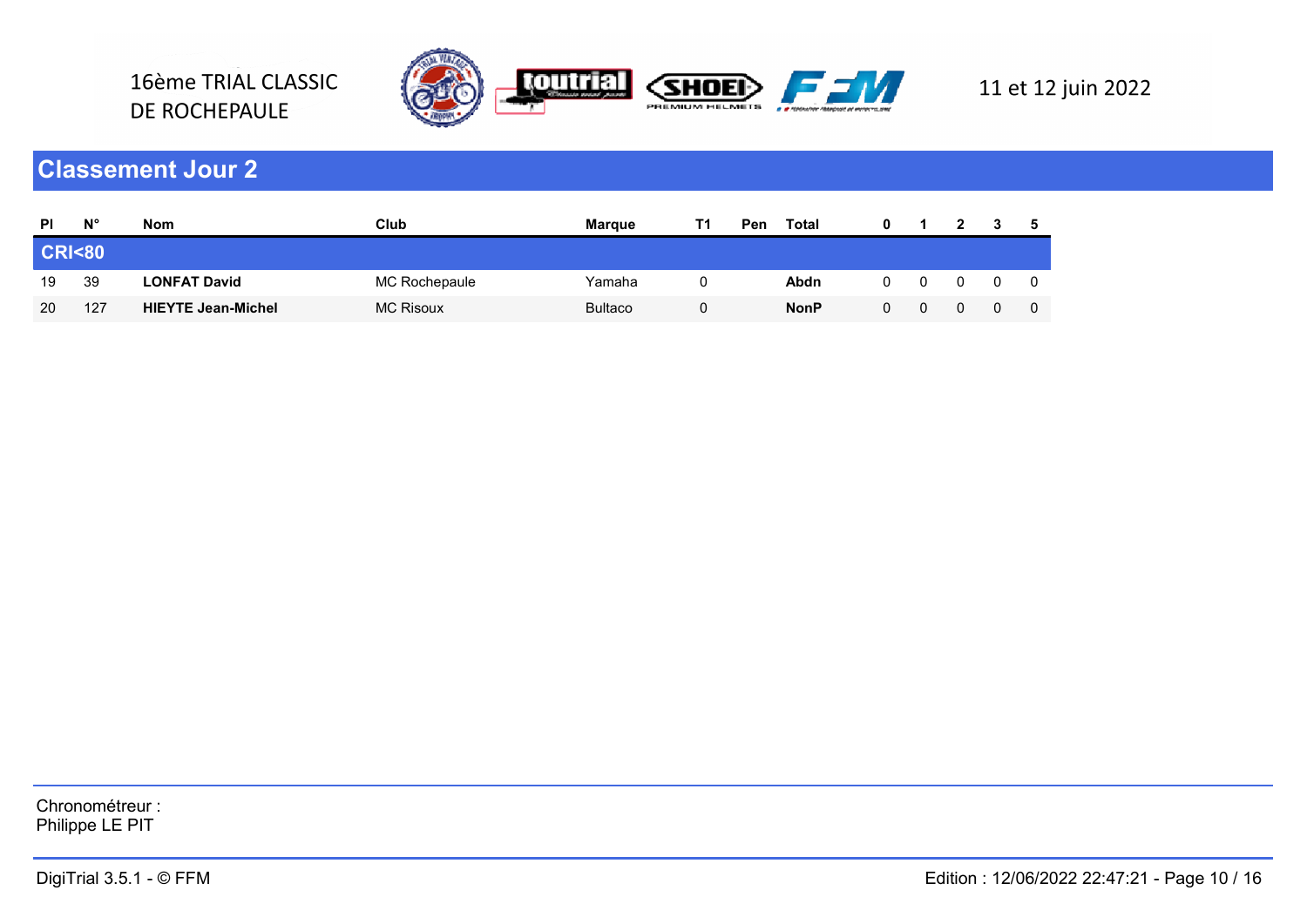16ème TRIAL CLASSIC
DE ROCHEPAULE

11 et 12 juin 2022

## Classement Jour 2

| Pl | N° | Nom | Club | Marque | T1 | Pen | Total | 0 | 1 | 2 | 3 | 5 |
|---|---|---|---|---|---|---|---|---|---|---|---|---|
| **CRI<80** | | | | | | | | | | | | |
| 19 | 39 | **LONFAT David** | MC Rochepaule | Yamaha | 0 | | **Abdn** | 0 | 0 | 0 | 0 | 0 |
| 20 | 127 | **HIEYTE Jean-Michel** | MC Risoux | Bultaco | 0 | | **NonP** | 0 | 0 | 0 | 0 | 0 |

Chronométreur :
Philippe LE PIT

DigiTrial 3.5.1 - © FFM

Edition : 12/06/2022 22:47:21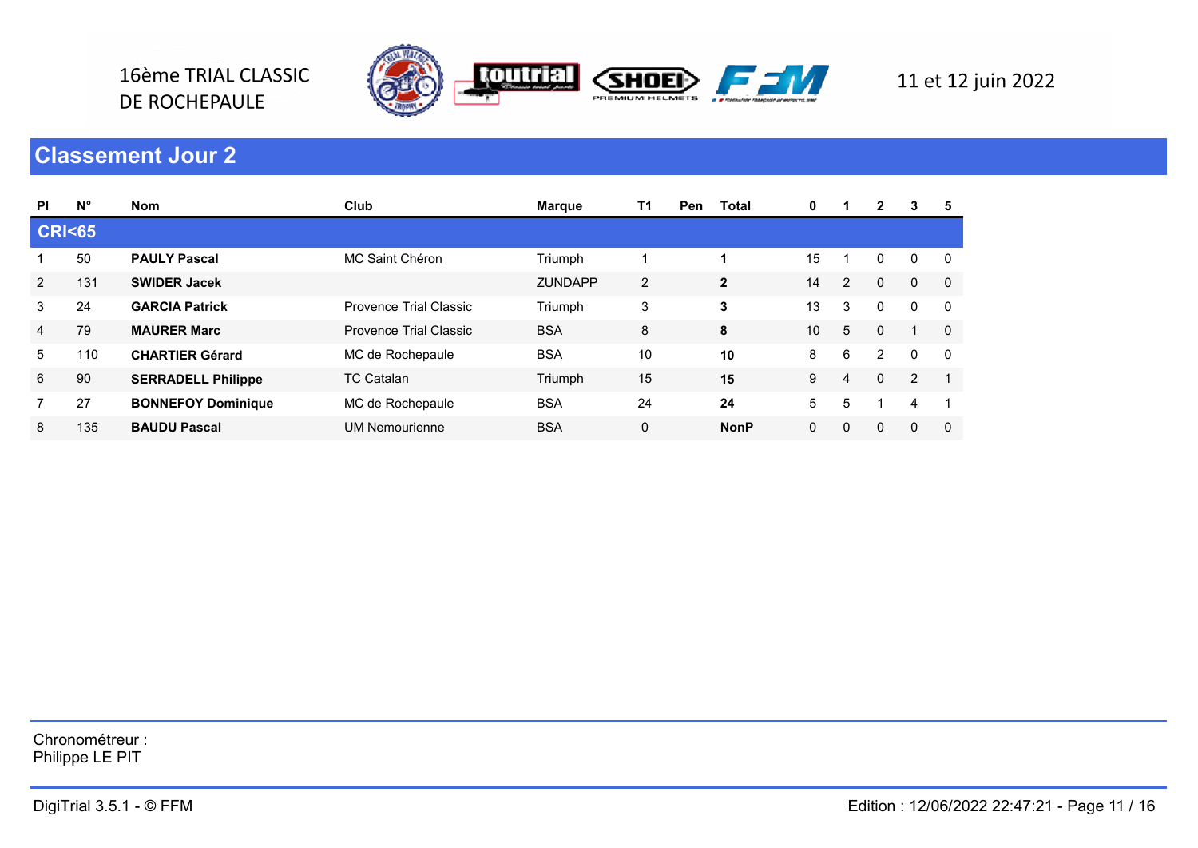16ème TRIAL CLASSIC
DE ROCHEPAULE

11 et 12 juin 2022

## Classement Jour 2

| Pl | N° | Nom | Club | Marque | T1 | Pen | Total | 0 | 1 | 2 | 3 | 5 |
|---|---|---|---|---|---|---|---|---|---|---|---|---|
| **CRI<65** | | | | | | | | | | | | |
| 1 | 50 | **PAULY Pascal** | MC Saint Chéron | Triumph | 1 | | **1** | 15 | 1 | 0 | 0 | 0 |
| 2 | 131 | **SWIDER Jacek** | | ZUNDAPP | 2 | | **2** | 14 | 2 | 0 | 0 | 0 |
| 3 | 24 | **GARCIA Patrick** | Provence Trial Classic | Triumph | 3 | | **3** | 13 | 3 | 0 | 0 | 0 |
| 4 | 79 | **MAURER Marc** | Provence Trial Classic | BSA | 8 | | **8** | 10 | 5 | 0 | 1 | 0 |
| 5 | 110 | **CHARTIER Gérard** | MC de Rochepaule | BSA | 10 | | **10** | 8 | 6 | 2 | 0 | 0 |
| 6 | 90 | **SERRADELL Philippe** | TC Catalan | Triumph | 15 | | **15** | 9 | 4 | 0 | 2 | 1 |
| 7 | 27 | **BONNEFOY Dominique** | MC de Rochepaule | BSA | 24 | | **24** | 5 | 5 | 1 | 4 | 1 |
| 8 | 135 | **BAUDU Pascal** | UM Nemourienne | BSA | 0 | | **NonP** | 0 | 0 | 0 | 0 | 0 |

Chronométreur :
Philippe LE PIT

DigiTrial 3.5.1 - © FFM

Edition : 12/06/2022 22:47:21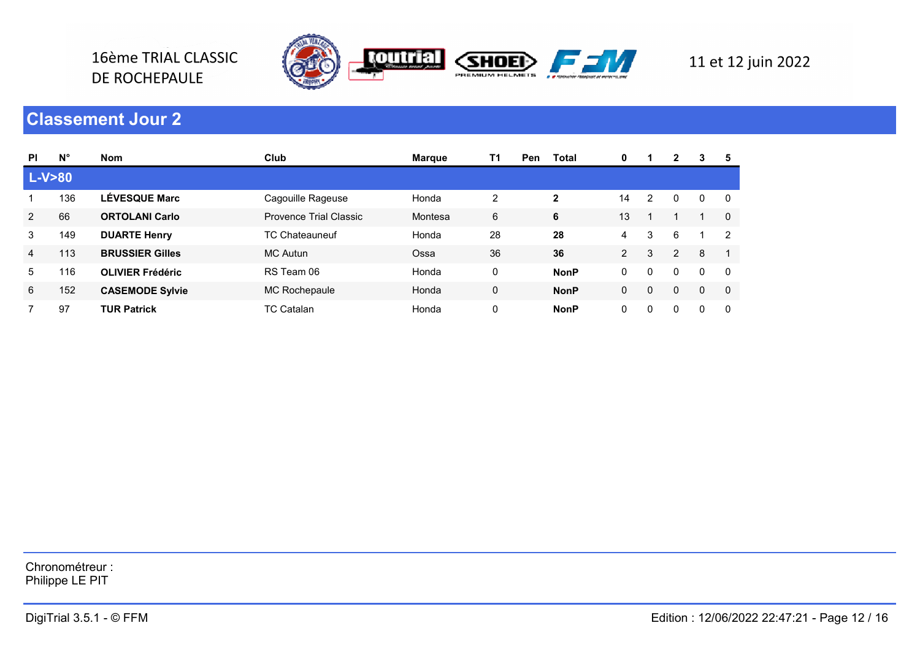16ème TRIAL CLASSIC DE ROCHEPAULE

11 et 12 juin 2022

## Classement Jour 2

| Pl | N° | Nom | Club | Marque | T1 | Pen | Total | 0 | 1 | 2 | 3 | 5 |
|---|---|---|---|---|---|---|---|---|---|---|---|---|
| **L-V>80** | | | | | | | | | | | | |
| 1 | 136 | **LÉVESQUE Marc** | Cagouille Rageuse | Honda | 2 | | **2** | 14 | 2 | 0 | 0 | 0 |
| 2 | 66 | **ORTOLANI Carlo** | Provence Trial Classic | Montesa | 6 | | **6** | 13 | 1 | 1 | 1 | 0 |
| 3 | 149 | **DUARTE Henry** | TC Chateauneuf | Honda | 28 | | **28** | 4 | 3 | 6 | 1 | 2 |
| 4 | 113 | **BRUSSIER Gilles** | MC Autun | Ossa | 36 | | **36** | 2 | 3 | 2 | 8 | 1 |
| 5 | 116 | **OLIVIER Frédéric** | RS Team 06 | Honda | 0 | | **NonP** | 0 | 0 | 0 | 0 | 0 |
| 6 | 152 | **CASEMODE Sylvie** | MC Rochepaule | Honda | 0 | | **NonP** | 0 | 0 | 0 | 0 | 0 |
| 7 | 97 | **TUR Patrick** | TC Catalan | Honda | 0 | | **NonP** | 0 | 0 | 0 | 0 | 0 |

Chronométreur :
Philippe LE PIT

DigiTrial 3.5.1 - © FFM

Edition : 12/06/2022 22:47:21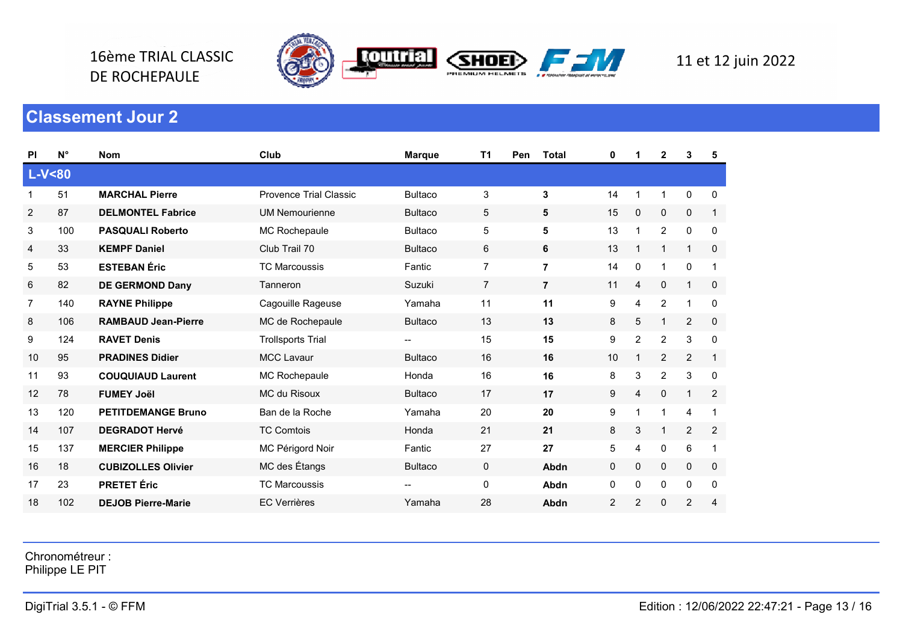16ème TRIAL CLASSIC
DE ROCHEPAULE

11 et 12 juin 2022

## Classement Jour 2

| Pl | N° | Nom | Club | Marque | T1 | Pen | Total | 0 | 1 | 2 | 3 | 5 |
|---|---|---|---|---|---|---|---|---|---|---|---|---|
| **L-V<80** | | | | | | | | | | | | |
| 1 | 51 | **MARCHAL Pierre** | Provence Trial Classic | Bultaco | 3 | | **3** | 14 | 1 | 1 | 0 | 0 |
| 2 | 87 | **DELMONTEL Fabrice** | UM Nemourienne | Bultaco | 5 | | **5** | 15 | 0 | 0 | 0 | 1 |
| 3 | 100 | **PASQUALI Roberto** | MC Rochepaule | Bultaco | 5 | | **5** | 13 | 1 | 2 | 0 | 0 |
| 4 | 33 | **KEMPF Daniel** | Club Trail 70 | Bultaco | 6 | | **6** | 13 | 1 | 1 | 1 | 0 |
| 5 | 53 | **ESTEBAN Éric** | TC Marcoussis | Fantic | 7 | | **7** | 14 | 0 | 1 | 0 | 1 |
| 6 | 82 | **DE GERMOND Dany** | Tanneron | Suzuki | 7 | | **7** | 11 | 4 | 0 | 1 | 0 |
| 7 | 140 | **RAYNE Philippe** | Cagouille Rageuse | Yamaha | 11 | | **11** | 9 | 4 | 2 | 1 | 0 |
| 8 | 106 | **RAMBAUD Jean-Pierre** | MC de Rochepaule | Bultaco | 13 | | **13** | 8 | 5 | 1 | 2 | 0 |
| 9 | 124 | **RAVET Denis** | Trollsports Trial | -- | 15 | | **15** | 9 | 2 | 2 | 3 | 0 |
| 10 | 95 | **PRADINES Didier** | MCC Lavaur | Bultaco | 16 | | **16** | 10 | 1 | 2 | 2 | 1 |
| 11 | 93 | **COUQUIAUD Laurent** | MC Rochepaule | Honda | 16 | | **16** | 8 | 3 | 2 | 3 | 0 |
| 12 | 78 | **FUMEY Joël** | MC du Risoux | Bultaco | 17 | | **17** | 9 | 4 | 0 | 1 | 2 |
| 13 | 120 | **PETITDEMANGE Bruno** | Ban de la Roche | Yamaha | 20 | | **20** | 9 | 1 | 1 | 4 | 1 |
| 14 | 107 | **DEGRADOT Hervé** | TC Comtois | Honda | 21 | | **21** | 8 | 3 | 1 | 2 | 2 |
| 15 | 137 | **MERCIER Philippe** | MC Périgord Noir | Fantic | 27 | | **27** | 5 | 4 | 0 | 6 | 1 |
| 16 | 18 | **CUBIZOLLES Olivier** | MC des Étangs | Bultaco | 0 | | **Abdn** | 0 | 0 | 0 | 0 | 0 |
| 17 | 23 | **PRETET Éric** | TC Marcoussis | -- | 0 | | **Abdn** | 0 | 0 | 0 | 0 | 0 |
| 18 | 102 | **DEJOB Pierre-Marie** | EC Verrières | Yamaha | 28 | | **Abdn** | 2 | 2 | 0 | 2 | 4 |

Chronométreur :
Philippe LE PIT

DigiTrial 3.5.1 - © FFM

Edition : 12/06/2022 22:47:21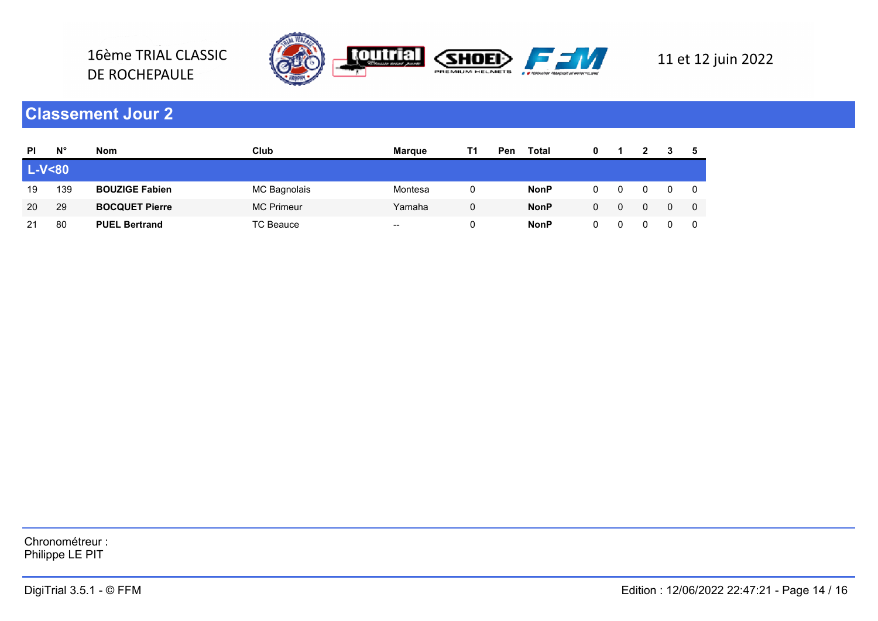16ème TRIAL CLASSIC
DE ROCHEPAULE

11 et 12 juin 2022

## Classement Jour 2

| Pl | N° | Nom | Club | Marque | T1 | Pen | Total | 0 | 1 | 2 | 3 | 5 |
|---|---|---|---|---|---|---|---|---|---|---|---|---|
| **L-V<80** | | | | | | | | | | | | |
| 19 | 139 | **BOUZIGE Fabien** | MC Bagnolais | Montesa | 0 | | **NonP** | 0 | 0 | 0 | 0 | 0 |
| 20 | 29 | **BOCQUET Pierre** | MC Primeur | Yamaha | 0 | | **NonP** | 0 | 0 | 0 | 0 | 0 |
| 21 | 80 | **PUEL Bertrand** | TC Beauce | -- | 0 | | **NonP** | 0 | 0 | 0 | 0 | 0 |

Chronométreur :
Philippe LE PIT

DigiTrial 3.5.1 - © FFM

Edition : 12/06/2022 22:47:21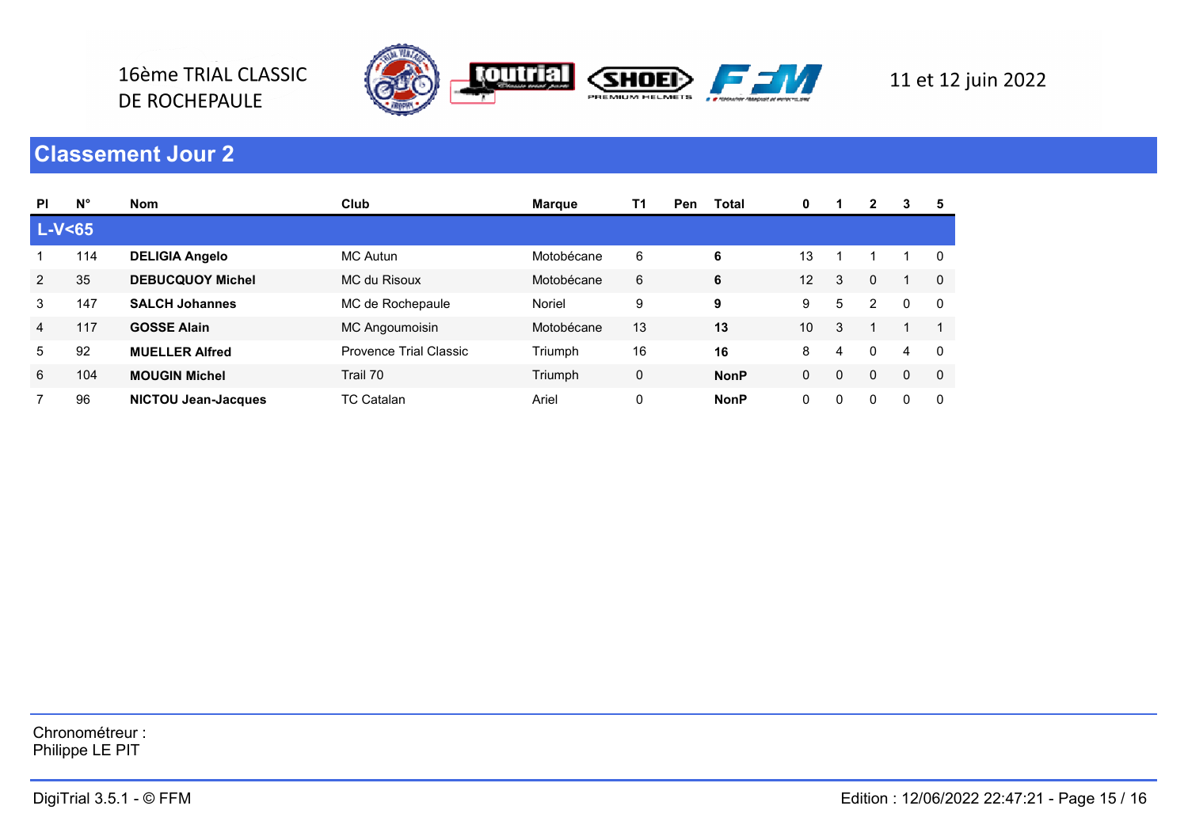16ème TRIAL CLASSIC DE ROCHEPAULE

11 et 12 juin 2022

## Classement Jour 2

| Pl | N° | Nom | Club | Marque | T1 | Pen | Total | 0 | 1 | 2 | 3 | 5 |
|---|---|---|---|---|---|---|---|---|---|---|---|---|
| **L-V<65** | | | | | | | | | | | | |
| 1 | 114 | **DELIGIA Angelo** | MC Autun | Motobécane | 6 | | **6** | 13 | 1 | 1 | 1 | 0 |
| 2 | 35 | **DEBUCQUOY Michel** | MC du Risoux | Motobécane | 6 | | **6** | 12 | 3 | 0 | 1 | 0 |
| 3 | 147 | **SALCH Johannes** | MC de Rochepaule | Noriel | 9 | | **9** | 9 | 5 | 2 | 0 | 0 |
| 4 | 117 | **GOSSE Alain** | MC Angoumoisin | Motobécane | 13 | | **13** | 10 | 3 | 1 | 1 | 1 |
| 5 | 92 | **MUELLER Alfred** | Provence Trial Classic | Triumph | 16 | | **16** | 8 | 4 | 0 | 4 | 0 |
| 6 | 104 | **MOUGIN Michel** | Trail 70 | Triumph | 0 | | **NonP** | 0 | 0 | 0 | 0 | 0 |
| 7 | 96 | **NICTOU Jean-Jacques** | TC Catalan | Ariel | 0 | | **NonP** | 0 | 0 | 0 | 0 | 0 |

Chronométreur :
Philippe LE PIT

DigiTrial 3.5.1 - © FFM

Edition : 12/06/2022 22:47:21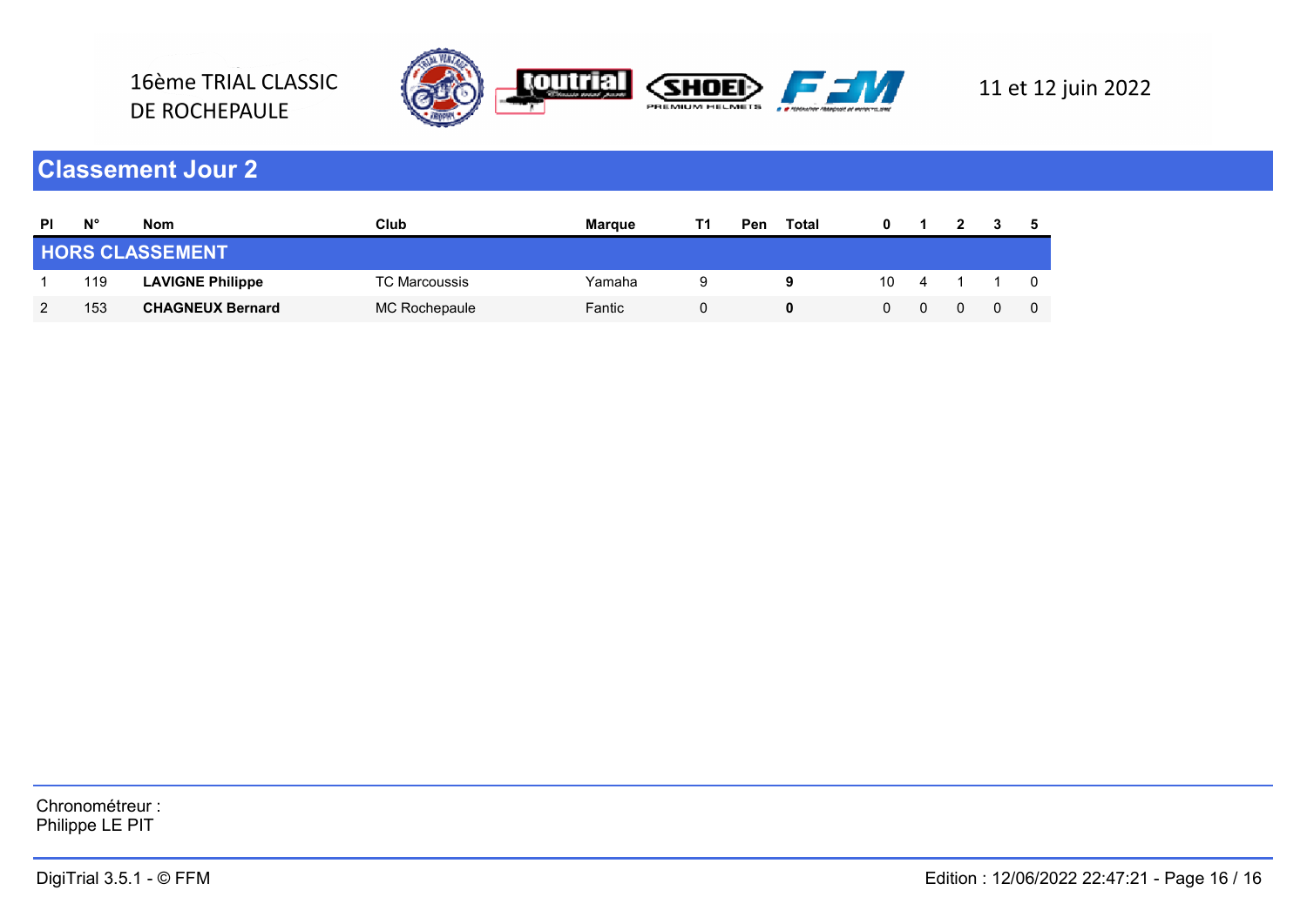16ème TRIAL CLASSIC
DE ROCHEPAULE

11 et 12 juin 2022

## Classement Jour 2

| Pl | N° | Nom | Club | Marque | T1 | Pen | Total | 0 | 1 | 2 | 3 | 5 |
|---|---|---|---|---|---|---|---|---|---|---|---|---|
| **HORS CLASSEMENT** | | | | | | | | | | | | |
| 1 | 119 | **LAVIGNE Philippe** | TC Marcoussis | Yamaha | 9 | | **9** | 10 | 4 | 1 | 1 | 0 |
| 2 | 153 | **CHAGNEUX Bernard** | MC Rochepaule | Fantic | 0 | | **0** | 0 | 0 | 0 | 0 | 0 |

Chronométreur :
Philippe LE PIT

DigiTrial 3.5.1 - © FFM

Edition : 12/06/2022 22:47:21